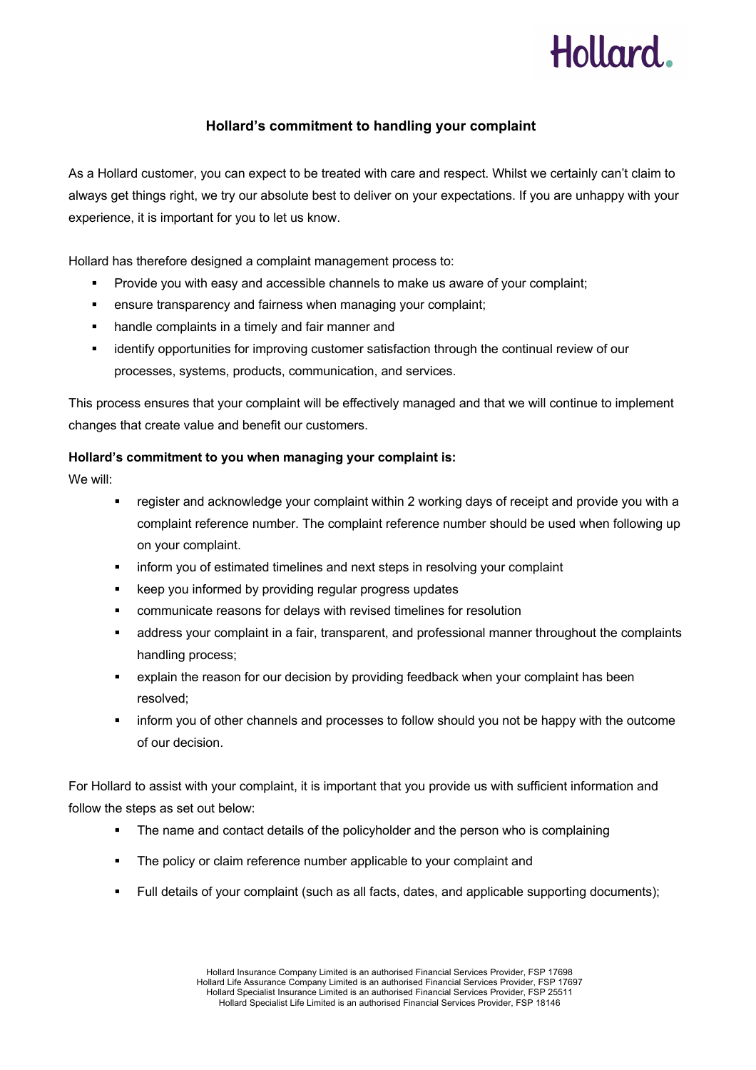# Hollard's commitment to handling your complaint

As a Hollard customer, you can expect to be treated with care and respect. Whilst we certainly can't claim to always get things right, we try our absolute best to deliver on your expectations. If you are unhappy with your experience, it is important for you to let us know.

Hollard has therefore designed a complaint management process to:

- Provide you with easy and accessible channels to make us aware of your complaint;
- ensure transparency and fairness when managing your complaint;
- handle complaints in a timely and fair manner and
- identify opportunities for improving customer satisfaction through the continual review of our processes, systems, products, communication, and services.

This process ensures that your complaint will be effectively managed and that we will continue to implement changes that create value and benefit our customers.

**Hollard's commitment to you when managing your complaint is:**

We will:

- register and acknowledge your complaint within 2 working days of receipt and provide you with a complaint reference number. The complaint reference number should be used when following up on your complaint.
- inform you of estimated timelines and next steps in resolving your complaint
- keep you informed by providing regular progress updates
- communicate reasons for delays with revised timelines for resolution
- address your complaint in a fair, transparent, and professional manner throughout the complaints handling process;
- explain the reason for our decision by providing feedback when your complaint has been resolved;
- inform you of other channels and processes to follow should you not be happy with the outcome of our decision.

For Hollard to assist with your complaint, it is important that you provide us with sufficient information and follow the steps as set out below:

- The name and contact details of the policyholder and the person who is complaining
- The policy or claim reference number applicable to your complaint and
- Full details of your complaint (such as all facts, dates, and applicable supporting documents);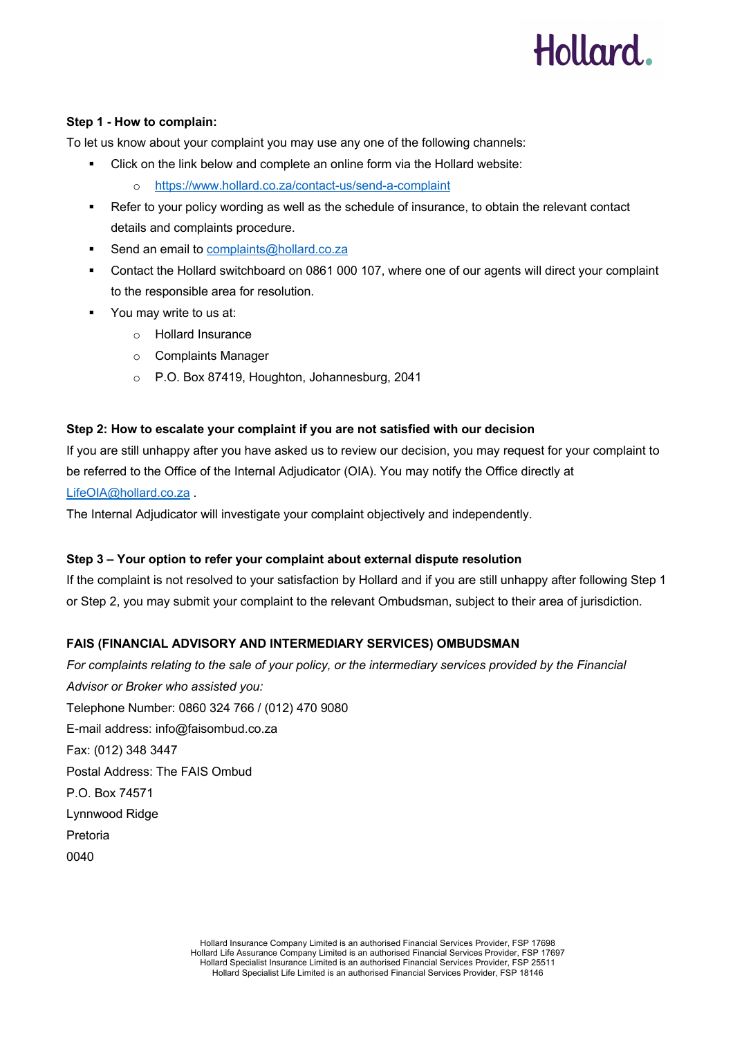**Step 1 - How to complain:**

To let us know about your complaint you may use any one of the following channels:

- Click on the link below and complete an online form via the Hollard website:
  - https://www.hollard.co.za/contact-us/send-a-complaint
- Refer to your policy wording as well as the schedule of insurance, to obtain the relevant contact details and complaints procedure.
- Send an email to complaints@hollard.co.za
- Contact the Hollard switchboard on 0861 000 107, where one of our agents will direct your complaint to the responsible area for resolution.
- You may write to us at:
  - Hollard Insurance
  - Complaints Manager
  - P.O. Box 87419, Houghton, Johannesburg, 2041

**Step 2: How to escalate your complaint if you are not satisfied with our decision**

If you are still unhappy after you have asked us to review our decision, you may request for your complaint to be referred to the Office of the Internal Adjudicator (OIA). You may notify the Office directly at LifeOIA@hollard.co.za .

The Internal Adjudicator will investigate your complaint objectively and independently.

**Step 3 – Your option to refer your complaint about external dispute resolution**

If the complaint is not resolved to your satisfaction by Hollard and if you are still unhappy after following Step 1 or Step 2, you may submit your complaint to the relevant Ombudsman, subject to their area of jurisdiction.

**FAIS (FINANCIAL ADVISORY AND INTERMEDIARY SERVICES) OMBUDSMAN**

*For complaints relating to the sale of your policy, or the intermediary services provided by the Financial Advisor or Broker who assisted you:*

Telephone Number: 0860 324 766 / (012) 470 9080

E-mail address: info@faisombud.co.za

Fax: (012) 348 3447

Postal Address: The FAIS Ombud

P.O. Box 74571

Lynnwood Ridge

Pretoria

0040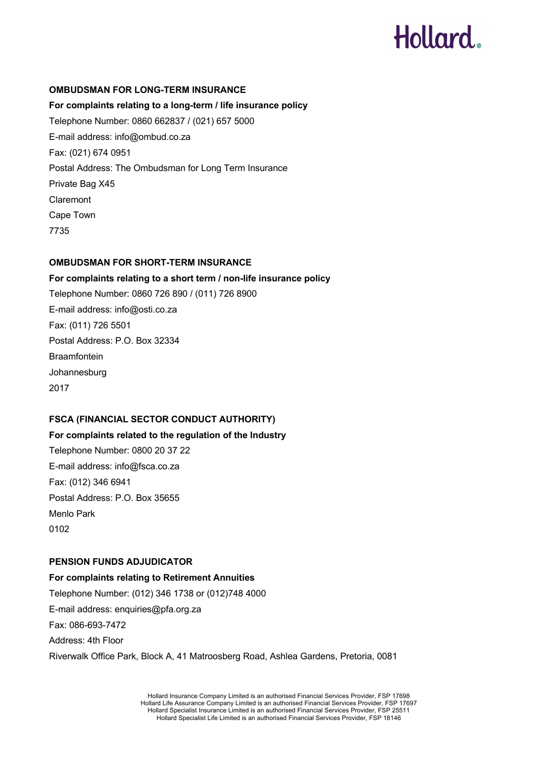**OMBUDSMAN FOR LONG-TERM INSURANCE**

**For complaints relating to a long-term / life insurance policy**

Telephone Number: 0860 662837 / (021) 657 5000

E-mail address: info@ombud.co.za

Fax: (021) 674 0951

Postal Address: The Ombudsman for Long Term Insurance

Private Bag X45

Claremont

Cape Town

7735

**OMBUDSMAN FOR SHORT-TERM INSURANCE**

**For complaints relating to a short term / non-life insurance policy**

Telephone Number: 0860 726 890 / (011) 726 8900

E-mail address: info@osti.co.za

Fax: (011) 726 5501

Postal Address: P.O. Box 32334

Braamfontein

Johannesburg

2017

**FSCA (FINANCIAL SECTOR CONDUCT AUTHORITY)**

**For complaints related to the regulation of the Industry**

Telephone Number: 0800 20 37 22

E-mail address: info@fsca.co.za

Fax: (012) 346 6941

Postal Address: P.O. Box 35655

Menlo Park

0102

**PENSION FUNDS ADJUDICATOR**

**For complaints relating to Retirement Annuities**

Telephone Number: (012) 346 1738 or (012)748 4000

E-mail address: enquiries@pfa.org.za

Fax: 086-693-7472

Address: 4th Floor

Riverwalk Office Park, Block A, 41 Matroosberg Road, Ashlea Gardens, Pretoria, 0081

Hollard Insurance Company Limited is an authorised Financial Services Provider, FSP 17698
Hollard Life Assurance Company Limited is an authorised Financial Services Provider, FSP 17697
Hollard Specialist Insurance Limited is an authorised Financial Services Provider, FSP 25511
Hollard Specialist Life Limited is an authorised Financial Services Provider, FSP 18146